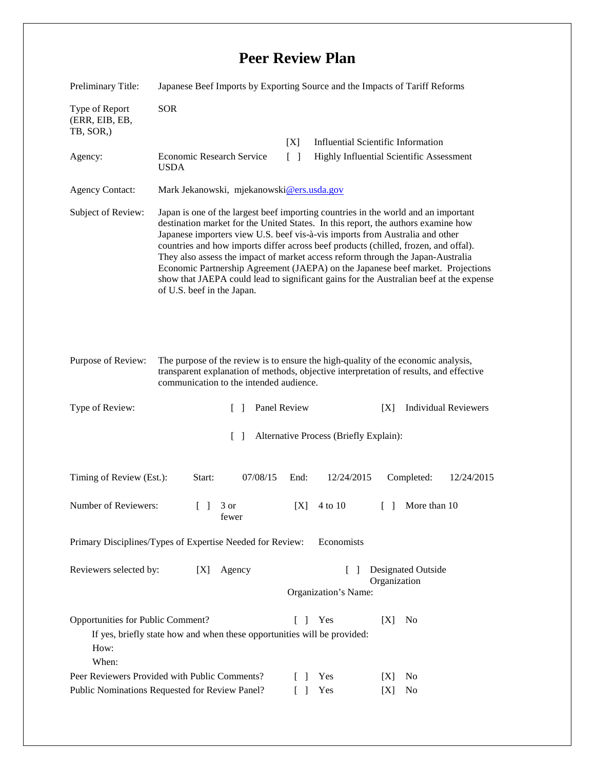# Peer Review Plan

Preliminary Title: Japanese Beef Imports by Exporting Source and the Impacts of Tariff Reforms

Type of Report (ERR, EIB, EB, TB, SOR,): SOR

[X] Influential Scientific Information

[ ] Highly Influential Scientific Assessment

Agency: Economic Research Service USDA

Agency Contact: Mark Jekanowski, mjekanowski@ers.usda.gov

Subject of Review: Japan is one of the largest beef importing countries in the world and an important destination market for the United States. In this report, the authors examine how Japanese importers view U.S. beef vis-à-vis imports from Australia and other countries and how imports differ across beef products (chilled, frozen, and offal). They also assess the impact of market access reform through the Japan-Australia Economic Partnership Agreement (JAEPA) on the Japanese beef market. Projections show that JAEPA could lead to significant gains for the Australian beef at the expense of U.S. beef in the Japan.

Purpose of Review: The purpose of the review is to ensure the high-quality of the economic analysis, transparent explanation of methods, objective interpretation of results, and effective communication to the intended audience.

Type of Review: [ ] Panel Review [X] Individual Reviewers

[ ] Alternative Process (Briefly Explain):

Timing of Review (Est.): Start: 07/08/15 End: 12/24/2015 Completed: 12/24/2015

Number of Reviewers: [ ] 3 or fewer [X] 4 to 10 [ ] More than 10

Primary Disciplines/Types of Expertise Needed for Review: Economists

Reviewers selected by: [X] Agency [ ] Designated Outside Organization

Organization's Name:

Opportunities for Public Comment? [ ] Yes [X] No

If yes, briefly state how and when these opportunities will be provided:

How:

When:

Peer Reviewers Provided with Public Comments? [ ] Yes [X] No

Public Nominations Requested for Review Panel? [ ] Yes [X] No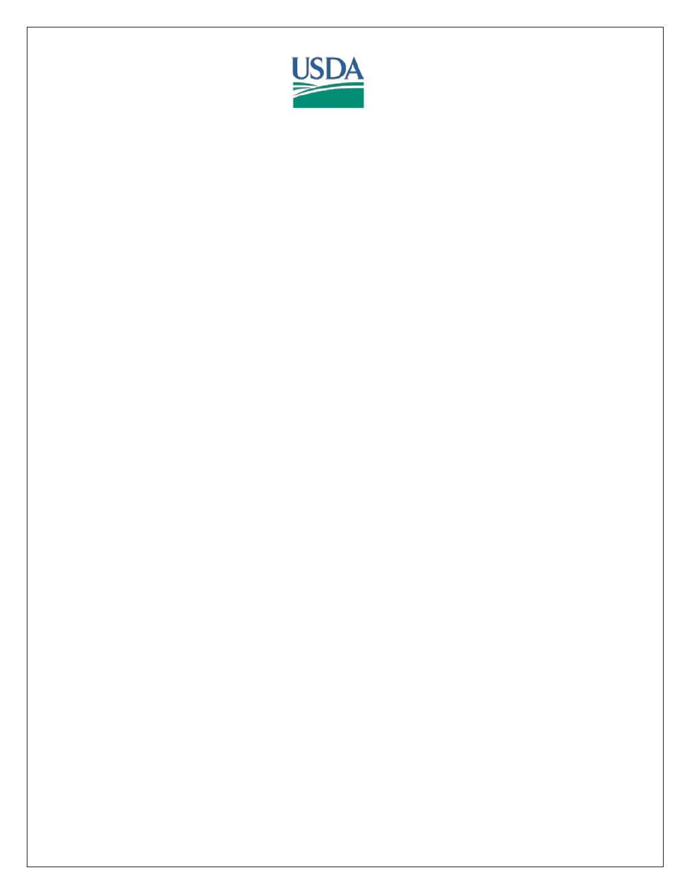USDA